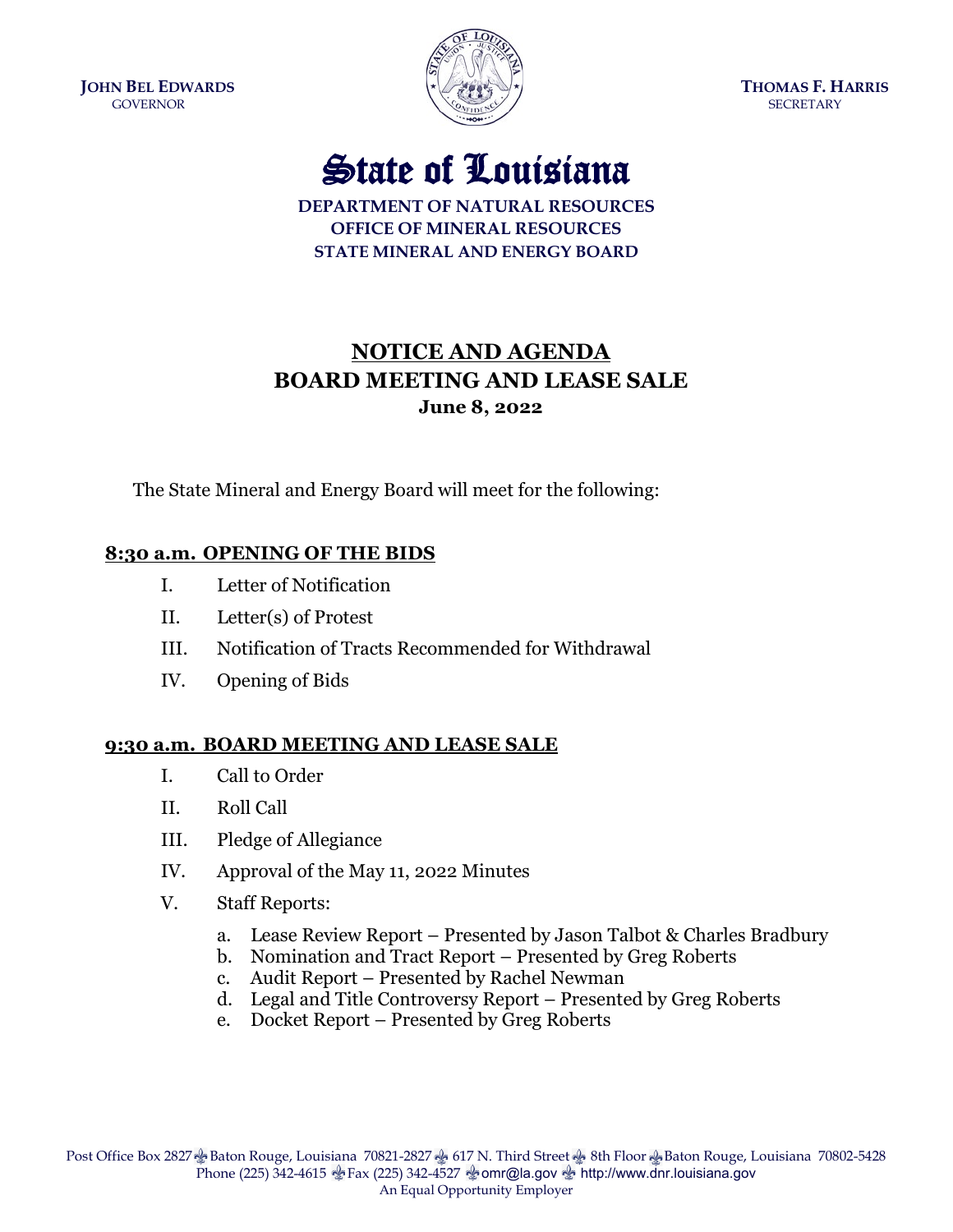**John Bel Edwards**
GOVERNOR

**Thomas F. Harris**
SECRETARY

# State of Louisiana

**DEPARTMENT OF NATURAL RESOURCES**
**OFFICE OF MINERAL RESOURCES**
**STATE MINERAL AND ENERGY BOARD**

## NOTICE AND AGENDA
## BOARD MEETING AND LEASE SALE
**June 8, 2022**

The State Mineral and Energy Board will meet for the following:

### 8:30 a.m. OPENING OF THE BIDS

I. Letter of Notification

II. Letter(s) of Protest

III. Notification of Tracts Recommended for Withdrawal

IV. Opening of Bids

### 9:30 a.m. BOARD MEETING AND LEASE SALE

I. Call to Order

II. Roll Call

III. Pledge of Allegiance

IV. Approval of the May 11, 2022 Minutes

V. Staff Reports:

a. Lease Review Report – Presented by Jason Talbot & Charles Bradbury
b. Nomination and Tract Report – Presented by Greg Roberts
c. Audit Report – Presented by Rachel Newman
d. Legal and Title Controversy Report – Presented by Greg Roberts
e. Docket Report – Presented by Greg Roberts

Post Office Box 2827 Baton Rouge, Louisiana 70821-2827 617 N. Third Street 8th Floor Baton Rouge, Louisiana 70802-5428
Phone (225) 342-4615 Fax (225) 342-4527 omr@la.gov http://www.dnr.louisiana.gov
An Equal Opportunity Employer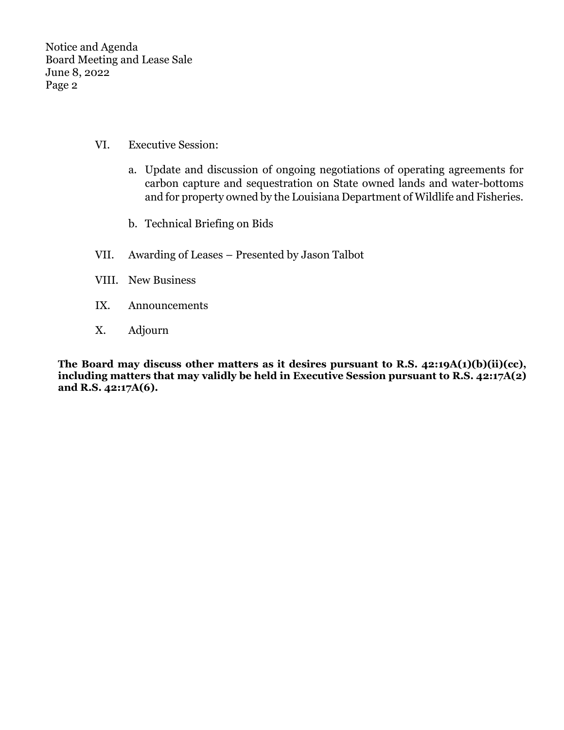VI. Executive Session:

   a. Update and discussion of ongoing negotiations of operating agreements for carbon capture and sequestration on State owned lands and water-bottoms and for property owned by the Louisiana Department of Wildlife and Fisheries.

   b. Technical Briefing on Bids

VII. Awarding of Leases – Presented by Jason Talbot

VIII. New Business

IX. Announcements

X. Adjourn

**The Board may discuss other matters as it desires pursuant to R.S. 42:19A(1)(b)(ii)(cc), including matters that may validly be held in Executive Session pursuant to R.S. 42:17A(2) and R.S. 42:17A(6).**